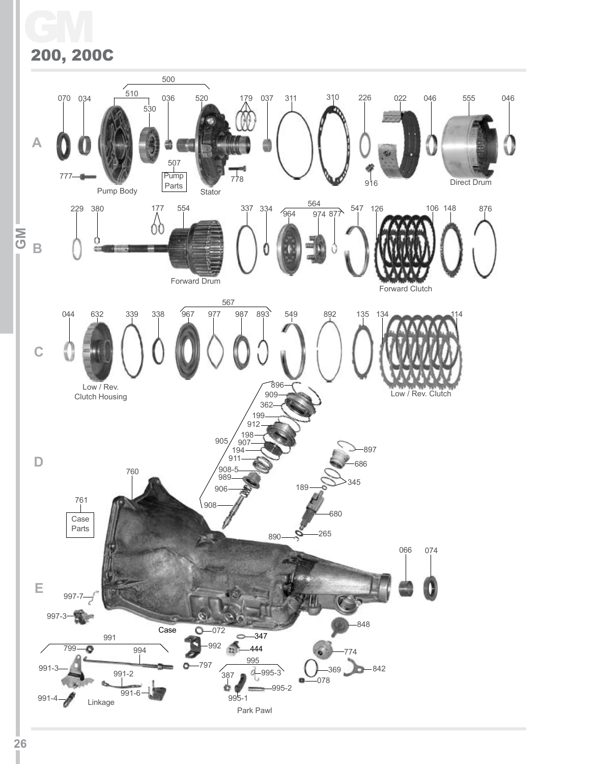# GM

## 200, 200C

**A**

500 — 510, 530, 520

070, 034, 036, 179, 037, 311, 310, 226, 022, 046, 555, 046

777, Pump Body, 507 Pump Parts, Stator, 778, 916, Direct Drum

**B**

229, 380, 177, 554, 337, 334, 564 — 964, 974, 877, 547, 126, 106, 148, 876

Forward Drum, Forward Clutch

**C**

567 — 967, 977, 987, 893

044, 632, 339, 338, 549, 892, 135, 134, 114

Low / Rev. Clutch Housing, Low / Rev. Clutch

**D**

905 — 896, 909, 362, 199, 912, 198, 907, 194, 911, 908-5, 989, 906, 908

897, 686, 345, 189, 680, 265, 890

760, 761 Case Parts

**E**

066, 074, 997-7, 997-3, Case, 072, 347, 444, 848, 774, 992, 797

991 — 799, 994, 991-3, 991-2, 991-6, 991-4, Linkage

995 — 387, 995-3, 995-2, 995-1, Park Pawl

369, 078, 842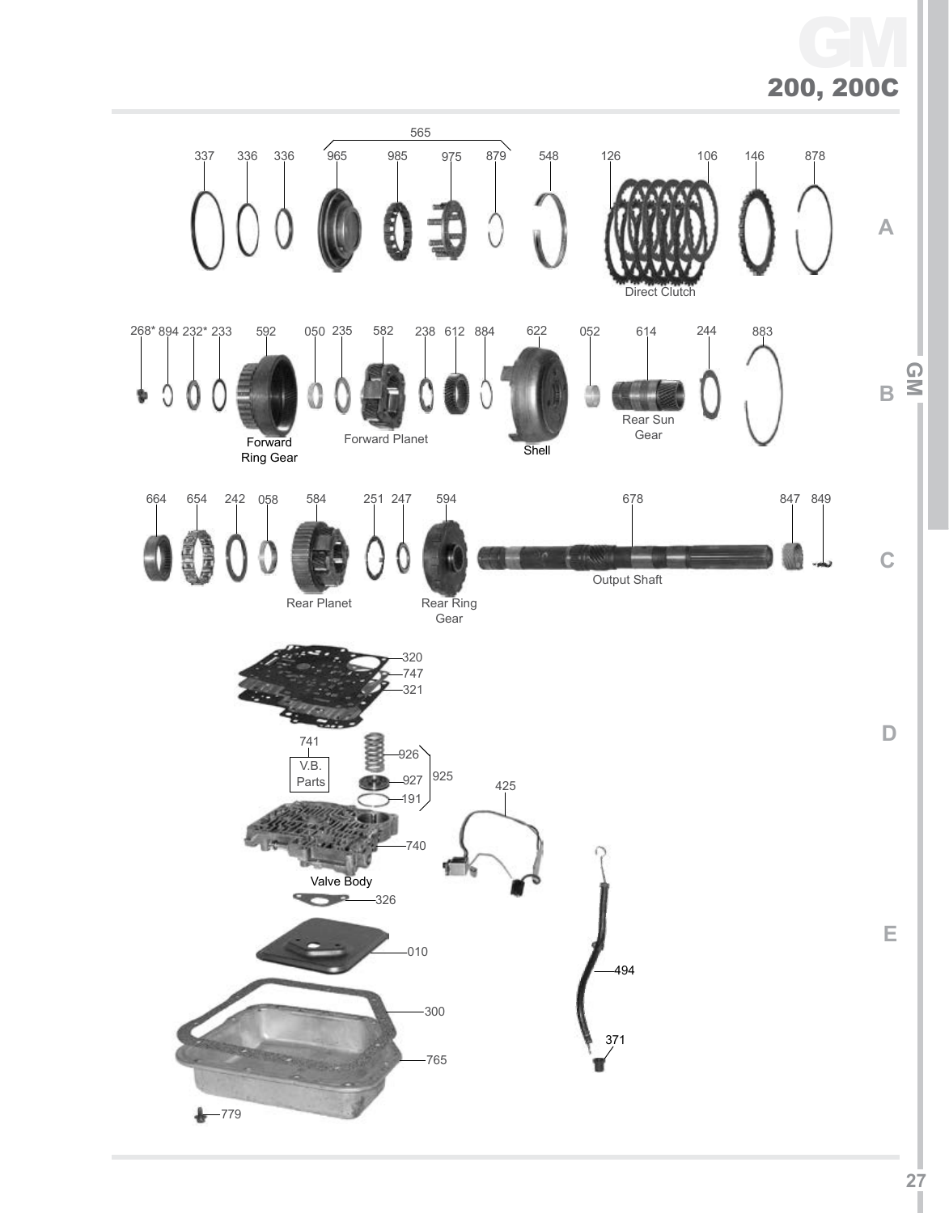# GM

## 200, 200C

565

337 336 336 965 985 975 879 548 126 106 146 878

Direct Clutch

A

268* 894 232* 233 592 050 235 582 238 612 884 622 052 614 244 883

Forward Ring Gear

Forward Planet

Shell

Rear Sun Gear

B

664 654 242 058 584 251 247 594 678 847 849

Rear Planet

Rear Ring Gear

Output Shaft

C

320
747
321

741
V.B. Parts

926
927
191
925

425

740
Valve Body

326

D

010

494

300

371

765

779

E

GM